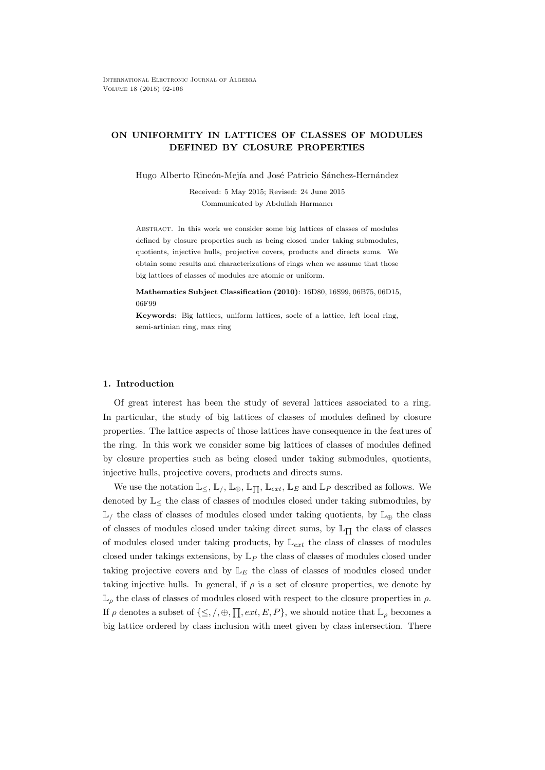# ON UNIFORMITY IN LATTICES OF CLASSES OF MODULES DEFINED BY CLOSURE PROPERTIES

Hugo Alberto Rincón-Mejía and José Patricio Sánchez-Hernández

Received: 5 May 2015; Revised: 24 June 2015

Communicated by Abdullah Harmancı

Abstract. In this work we consider some big lattices of classes of modules defined by closure properties such as being closed under taking submodules, quotients, injective hulls, projective covers, products and directs sums. We obtain some results and characterizations of rings when we assume that those big lattices of classes of modules are atomic or uniform.

**Mathematics Subject Classification (2010)**: 16D80, 16S99, 06B75, 06D15, 06F99

**Keywords**: Big lattices, uniform lattices, socle of a lattice, left local ring, semi-artinian ring, max ring

## 1. Introduction

Of great interest has been the study of several lattices associated to a ring. In particular, the study of big lattices of classes of modules defined by closure properties. The lattice aspects of those lattices have consequence in the features of the ring. In this work we consider some big lattices of classes of modules defined by closure properties such as being closed under taking submodules, quotients, injective hulls, projective covers, products and directs sums.

We use the notation $\mathbb{L}_{\leq}$, $\mathbb{L}_{/}$, $\mathbb{L}_{\oplus}$, $\mathbb{L}_{\prod}$, $\mathbb{L}_{ext}$, $\mathbb{L}_{E}$ and $\mathbb{L}_{P}$ described as follows. We denoted by $\mathbb{L}_{\leq}$ the class of classes of modules closed under taking submodules, by $\mathbb{L}_{/}$ the class of classes of modules closed under taking quotients, by $\mathbb{L}_{\oplus}$ the class of classes of modules closed under taking direct sums, by $\mathbb{L}_{\prod}$ the class of classes of modules closed under taking products, by $\mathbb{L}_{ext}$ the class of classes of modules closed under takings extensions, by $\mathbb{L}_{P}$ the class of classes of modules closed under taking projective covers and by $\mathbb{L}_{E}$ the class of classes of modules closed under taking injective hulls. In general, if $\rho$ is a set of closure properties, we denote by $\mathbb{L}_{\rho}$ the class of classes of modules closed with respect to the closure properties in $\rho$. If $\rho$ denotes a subset of $\{\leq, /, \oplus, \prod, ext, E, P\}$, we should notice that $\mathbb{L}_{\rho}$ becomes a big lattice ordered by class inclusion with meet given by class intersection. There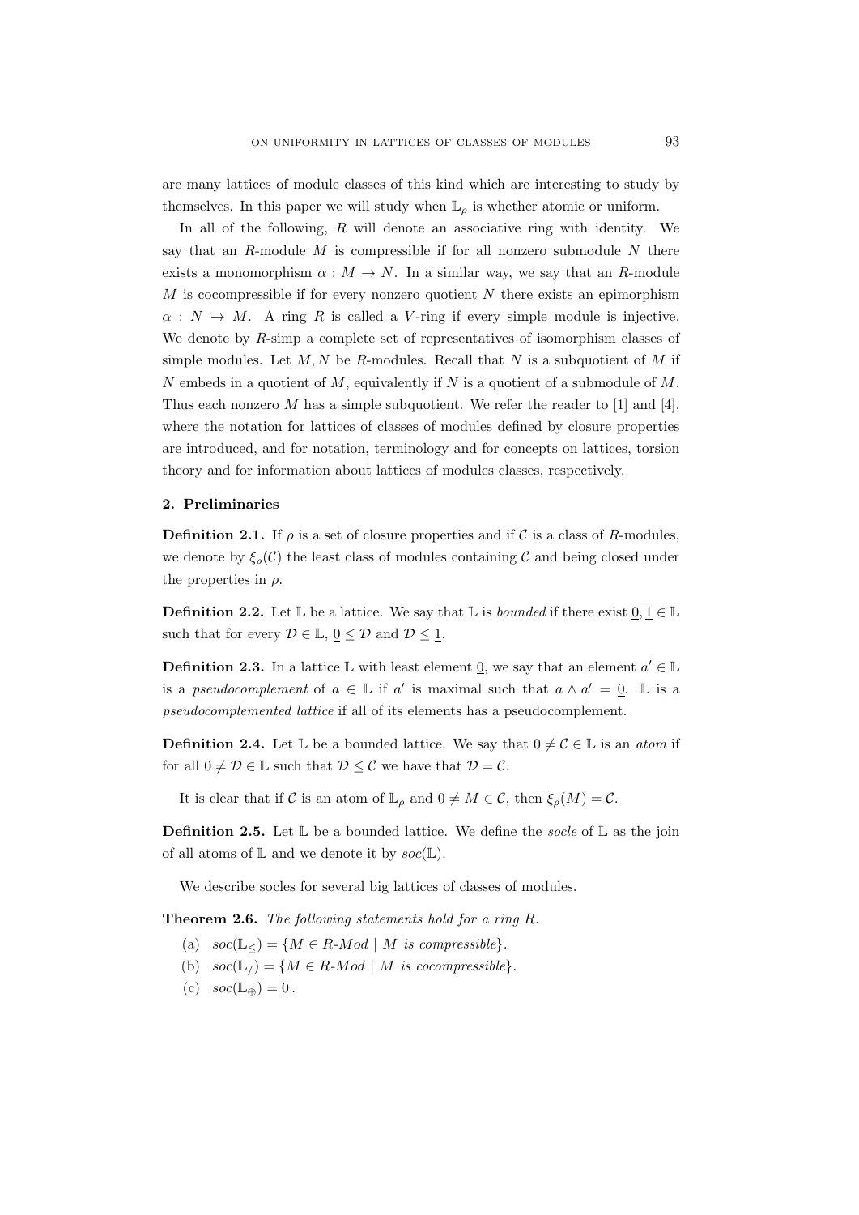are many lattices of module classes of this kind which are interesting to study by themselves. In this paper we will study when $\mathbb{L}_\rho$ is whether atomic or uniform.

In all of the following, $R$ will denote an associative ring with identity. We say that an $R$-module $M$ is compressible if for all nonzero submodule $N$ there exists a monomorphism $\alpha : M \to N$. In a similar way, we say that an $R$-module $M$ is cocompressible if for every nonzero quotient $N$ there exists an epimorphism $\alpha : N \to M$. A ring $R$ is called a $V$-ring if every simple module is injective. We denote by $R$-simp a complete set of representatives of isomorphism classes of simple modules. Let $M, N$ be $R$-modules. Recall that $N$ is a subquotient of $M$ if $N$ embeds in a quotient of $M$, equivalently if $N$ is a quotient of a submodule of $M$. Thus each nonzero $M$ has a simple subquotient. We refer the reader to [1] and [4], where the notation for lattices of classes of modules defined by closure properties are introduced, and for notation, terminology and for concepts on lattices, torsion theory and for information about lattices of modules classes, respectively.

## 2. Preliminaries

**Definition 2.1.** If $\rho$ is a set of closure properties and if $\mathcal{C}$ is a class of $R$-modules, we denote by $\xi_\rho(\mathcal{C})$ the least class of modules containing $\mathcal{C}$ and being closed under the properties in $\rho$.

**Definition 2.2.** Let $\mathbb{L}$ be a lattice. We say that $\mathbb{L}$ is *bounded* if there exist $\underline{0}, \underline{1} \in \mathbb{L}$ such that for every $\mathcal{D} \in \mathbb{L}$, $\underline{0} \leq \mathcal{D}$ and $\mathcal{D} \leq \underline{1}$.

**Definition 2.3.** In a lattice $\mathbb{L}$ with least element $\underline{0}$, we say that an element $a' \in \mathbb{L}$ is a *pseudocomplement* of $a \in \mathbb{L}$ if $a'$ is maximal such that $a \wedge a' = \underline{0}$. $\mathbb{L}$ is a *pseudocomplemented lattice* if all of its elements has a pseudocomplement.

**Definition 2.4.** Let $\mathbb{L}$ be a bounded lattice. We say that $0 \neq \mathcal{C} \in \mathbb{L}$ is an *atom* if for all $0 \neq \mathcal{D} \in \mathbb{L}$ such that $\mathcal{D} \leq \mathcal{C}$ we have that $\mathcal{D} = \mathcal{C}$.

It is clear that if $\mathcal{C}$ is an atom of $\mathbb{L}_\rho$ and $0 \neq M \in \mathcal{C}$, then $\xi_\rho(M) = \mathcal{C}$.

**Definition 2.5.** Let $\mathbb{L}$ be a bounded lattice. We define the *socle* of $\mathbb{L}$ as the join of all atoms of $\mathbb{L}$ and we denote it by $soc(\mathbb{L})$.

We describe socles for several big lattices of classes of modules.

**Theorem 2.6.** *The following statements hold for a ring $R$.*

(a) $soc(\mathbb{L}_{\leq}) = \{M \in R\text{-}Mod \mid M \text{ is compressible}\}$.

(b) $soc(\mathbb{L}_{/}) = \{M \in R\text{-}Mod \mid M \text{ is cocompressible}\}$.

(c) $soc(\mathbb{L}_{\oplus}) = \underline{0}$.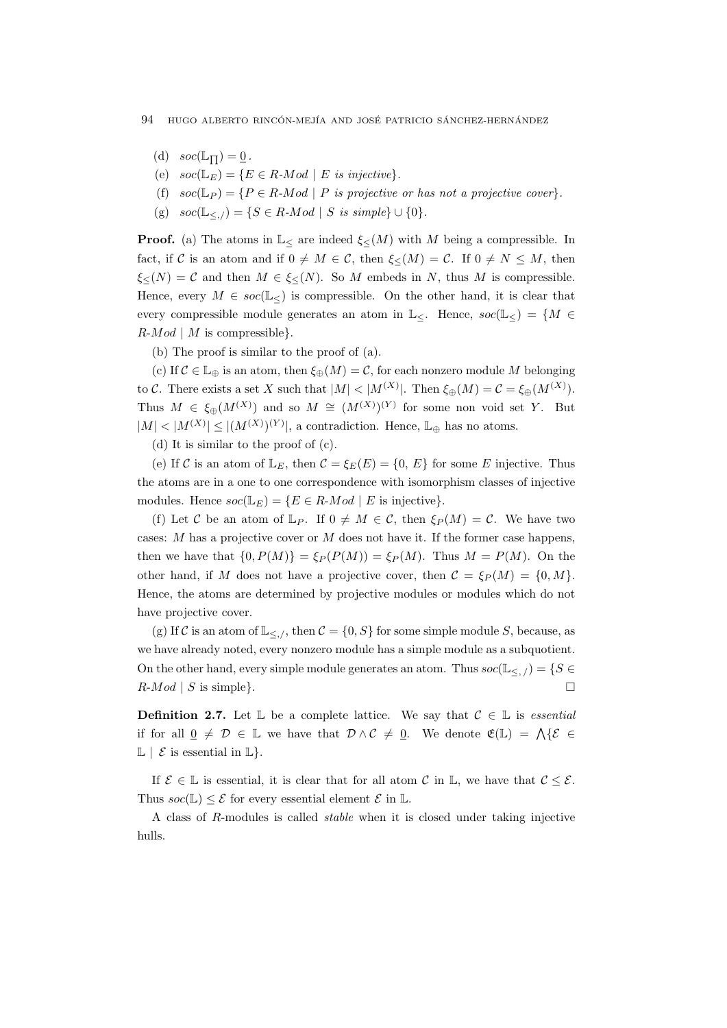(d) $soc(\mathbb{L}_{\prod}) = \underline{0}$.

(e) $soc(\mathbb{L}_E) = \{E \in R\text{-}Mod \mid E \text{ is injective}\}$.

(f) $soc(\mathbb{L}_P) = \{P \in R\text{-}Mod \mid P \text{ is projective or has not a projective cover}\}$.

(g) $soc(\mathbb{L}_{\leq,/}) = \{S \in R\text{-}Mod \mid S \text{ is simple}\} \cup \{0\}$.

**Proof.** (a) The atoms in $\mathbb{L}_{\leq}$ are indeed $\xi_{\leq}(M)$ with $M$ being a compressible. In fact, if $\mathcal{C}$ is an atom and if $0 \neq M \in \mathcal{C}$, then $\xi_{\leq}(M) = \mathcal{C}$. If $0 \neq N \leq M$, then $\xi_{\leq}(N) = \mathcal{C}$ and then $M \in \xi_{\leq}(N)$. So $M$ embeds in $N$, thus $M$ is compressible. Hence, every $M \in soc(\mathbb{L}_{\leq})$ is compressible. On the other hand, it is clear that every compressible module generates an atom in $\mathbb{L}_{\leq}$. Hence, $soc(\mathbb{L}_{\leq}) = \{M \in R\text{-}Mod \mid M \text{ is compressible}\}$.

(b) The proof is similar to the proof of (a).

(c) If $\mathcal{C} \in \mathbb{L}_{\oplus}$ is an atom, then $\xi_{\oplus}(M) = \mathcal{C}$, for each nonzero module $M$ belonging to $\mathcal{C}$. There exists a set $X$ such that $|M| < |M^{(X)}|$. Then $\xi_{\oplus}(M) = \mathcal{C} = \xi_{\oplus}(M^{(X)})$. Thus $M \in \xi_{\oplus}(M^{(X)})$ and so $M \cong (M^{(X)})^{(Y)}$ for some non void set $Y$. But $|M| < |M^{(X)}| \leq |(M^{(X)})^{(Y)}|$, a contradiction. Hence, $\mathbb{L}_{\oplus}$ has no atoms.

(d) It is similar to the proof of (c).

(e) If $\mathcal{C}$ is an atom of $\mathbb{L}_E$, then $\mathcal{C} = \xi_E(E) = \{0, E\}$ for some $E$ injective. Thus the atoms are in a one to one correspondence with isomorphism classes of injective modules. Hence $soc(\mathbb{L}_E) = \{E \in R\text{-}Mod \mid E \text{ is injective}\}$.

(f) Let $\mathcal{C}$ be an atom of $\mathbb{L}_P$. If $0 \neq M \in \mathcal{C}$, then $\xi_P(M) = \mathcal{C}$. We have two cases: $M$ has a projective cover or $M$ does not have it. If the former case happens, then we have that $\{0, P(M)\} = \xi_P(P(M)) = \xi_P(M)$. Thus $M = P(M)$. On the other hand, if $M$ does not have a projective cover, then $\mathcal{C} = \xi_P(M) = \{0, M\}$. Hence, the atoms are determined by projective modules or modules which do not have projective cover.

(g) If $\mathcal{C}$ is an atom of $\mathbb{L}_{\leq,/}$, then $\mathcal{C} = \{0, S\}$ for some simple module $S$, because, as we have already noted, every nonzero module has a simple module as a subquotient. On the other hand, every simple module generates an atom. Thus $soc(\mathbb{L}_{\leq,/}) = \{S \in R\text{-}Mod \mid S \text{ is simple}\}$. □

**Definition 2.7.** Let $\mathbb{L}$ be a complete lattice. We say that $\mathcal{C} \in \mathbb{L}$ is *essential* if for all $\underline{0} \neq \mathcal{D} \in \mathbb{L}$ we have that $\mathcal{D} \wedge \mathcal{C} \neq \underline{0}$. We denote $\mathfrak{E}(\mathbb{L}) = \bigwedge\{\mathcal{E} \in \mathbb{L} \mid \mathcal{E} \text{ is essential in } \mathbb{L}\}$.

If $\mathcal{E} \in \mathbb{L}$ is essential, it is clear that for all atom $\mathcal{C}$ in $\mathbb{L}$, we have that $\mathcal{C} \leq \mathcal{E}$. Thus $soc(\mathbb{L}) \leq \mathcal{E}$ for every essential element $\mathcal{E}$ in $\mathbb{L}$.

A class of $R$-modules is called *stable* when it is closed under taking injective hulls.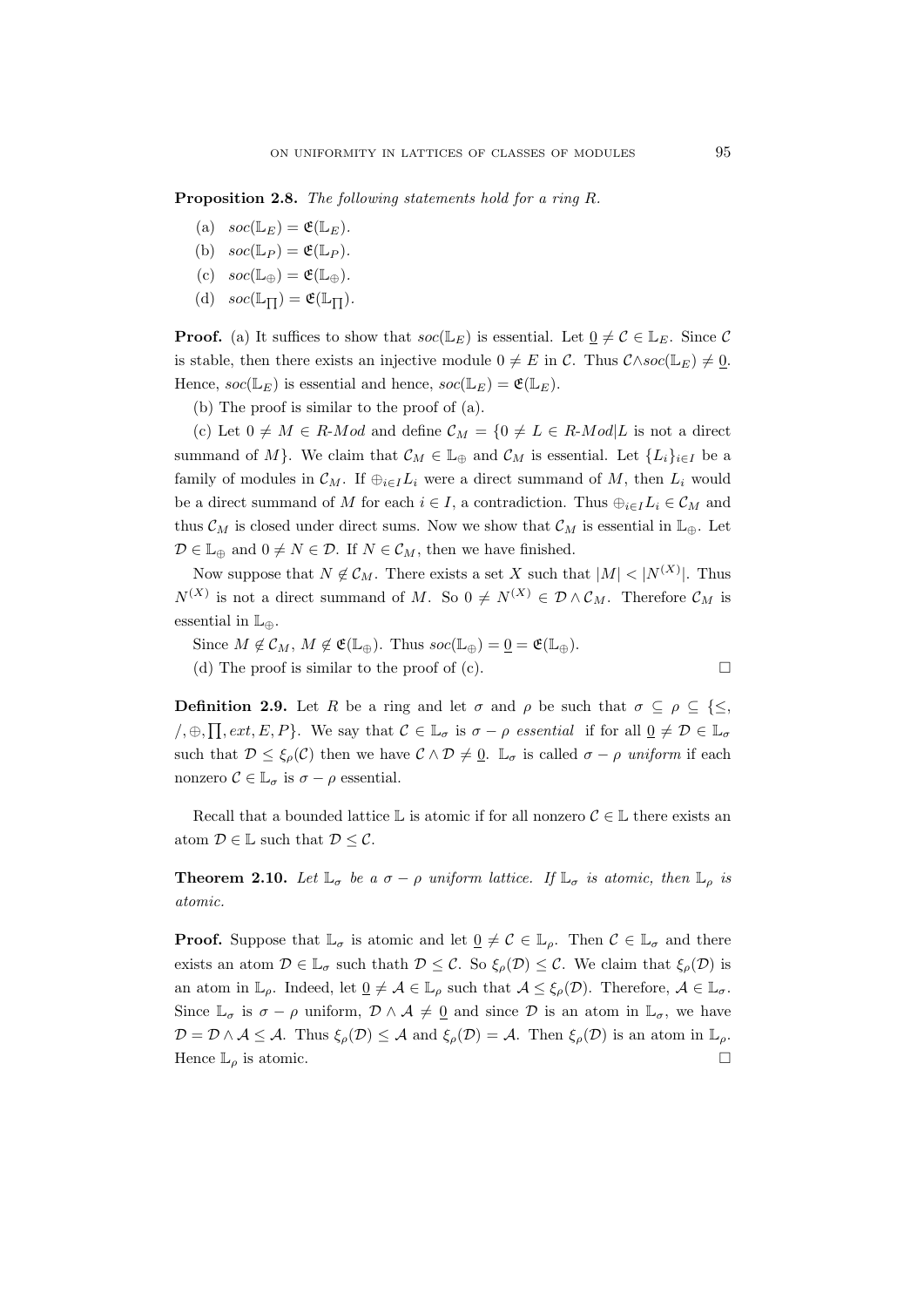**Proposition 2.8.** *The following statements hold for a ring R.*

(a) $soc(\mathbb{L}_E) = \mathfrak{E}(\mathbb{L}_E)$.

(b) $soc(\mathbb{L}_P) = \mathfrak{E}(\mathbb{L}_P)$.

(c) $soc(\mathbb{L}_\oplus) = \mathfrak{E}(\mathbb{L}_\oplus)$.

(d) $soc(\mathbb{L}_{\prod}) = \mathfrak{E}(\mathbb{L}_{\prod})$.

**Proof.** (a) It suffices to show that $soc(\mathbb{L}_E)$ is essential. Let $\underline{0} \neq \mathcal{C} \in \mathbb{L}_E$. Since $\mathcal{C}$ is stable, then there exists an injective module $0 \neq E$ in $\mathcal{C}$. Thus $\mathcal{C} \wedge soc(\mathbb{L}_E) \neq \underline{0}$. Hence, $soc(\mathbb{L}_E)$ is essential and hence, $soc(\mathbb{L}_E) = \mathfrak{E}(\mathbb{L}_E)$.

(b) The proof is similar to the proof of (a).

(c) Let $0 \neq M \in R\text{-}Mod$ and define $\mathcal{C}_M = \{0 \neq L \in R\text{-}Mod | L$ is not a direct summand of $M\}$. We claim that $\mathcal{C}_M \in \mathbb{L}_\oplus$ and $\mathcal{C}_M$ is essential. Let $\{L_i\}_{i \in I}$ be a family of modules in $\mathcal{C}_M$. If $\oplus_{i \in I} L_i$ were a direct summand of $M$, then $L_i$ would be a direct summand of $M$ for each $i \in I$, a contradiction. Thus $\oplus_{i \in I} L_i \in \mathcal{C}_M$ and thus $\mathcal{C}_M$ is closed under direct sums. Now we show that $\mathcal{C}_M$ is essential in $\mathbb{L}_\oplus$. Let $\mathcal{D} \in \mathbb{L}_\oplus$ and $0 \neq N \in \mathcal{D}$. If $N \in \mathcal{C}_M$, then we have finished.

Now suppose that $N \notin \mathcal{C}_M$. There exists a set $X$ such that $|M| < |N^{(X)}|$. Thus $N^{(X)}$ is not a direct summand of $M$. So $0 \neq N^{(X)} \in \mathcal{D} \wedge \mathcal{C}_M$. Therefore $\mathcal{C}_M$ is essential in $\mathbb{L}_\oplus$.

Since $M \notin \mathcal{C}_M$, $M \notin \mathfrak{E}(\mathbb{L}_\oplus)$. Thus $soc(\mathbb{L}_\oplus) = \underline{0} = \mathfrak{E}(\mathbb{L}_\oplus)$.

(d) The proof is similar to the proof of (c). $\square$

**Definition 2.9.** Let $R$ be a ring and let $\sigma$ and $\rho$ be such that $\sigma \subseteq \rho \subseteq \{\leq, /, \oplus, \prod, ext, E, P\}$. We say that $\mathcal{C} \in \mathbb{L}_\sigma$ is $\sigma - \rho$ *essential* if for all $\underline{0} \neq \mathcal{D} \in \mathbb{L}_\sigma$ such that $\mathcal{D} \leq \xi_\rho(\mathcal{C})$ then we have $\mathcal{C} \wedge \mathcal{D} \neq \underline{0}$. $\mathbb{L}_\sigma$ is called $\sigma - \rho$ *uniform* if each nonzero $\mathcal{C} \in \mathbb{L}_\sigma$ is $\sigma - \rho$ essential.

Recall that a bounded lattice $\mathbb{L}$ is atomic if for all nonzero $\mathcal{C} \in \mathbb{L}$ there exists an atom $\mathcal{D} \in \mathbb{L}$ such that $\mathcal{D} \leq \mathcal{C}$.

**Theorem 2.10.** *Let $\mathbb{L}_\sigma$ be a $\sigma - \rho$ uniform lattice. If $\mathbb{L}_\sigma$ is atomic, then $\mathbb{L}_\rho$ is atomic.*

**Proof.** Suppose that $\mathbb{L}_\sigma$ is atomic and let $\underline{0} \neq \mathcal{C} \in \mathbb{L}_\rho$. Then $\mathcal{C} \in \mathbb{L}_\sigma$ and there exists an atom $\mathcal{D} \in \mathbb{L}_\sigma$ such thath $\mathcal{D} \leq \mathcal{C}$. So $\xi_\rho(\mathcal{D}) \leq \mathcal{C}$. We claim that $\xi_\rho(\mathcal{D})$ is an atom in $\mathbb{L}_\rho$. Indeed, let $\underline{0} \neq \mathcal{A} \in \mathbb{L}_\rho$ such that $\mathcal{A} \leq \xi_\rho(\mathcal{D})$. Therefore, $\mathcal{A} \in \mathbb{L}_\sigma$. Since $\mathbb{L}_\sigma$ is $\sigma - \rho$ uniform, $\mathcal{D} \wedge \mathcal{A} \neq \underline{0}$ and since $\mathcal{D}$ is an atom in $\mathbb{L}_\sigma$, we have $\mathcal{D} = \mathcal{D} \wedge \mathcal{A} \leq \mathcal{A}$. Thus $\xi_\rho(\mathcal{D}) \leq \mathcal{A}$ and $\xi_\rho(\mathcal{D}) = \mathcal{A}$. Then $\xi_\rho(\mathcal{D})$ is an atom in $\mathbb{L}_\rho$. Hence $\mathbb{L}_\rho$ is atomic. $\square$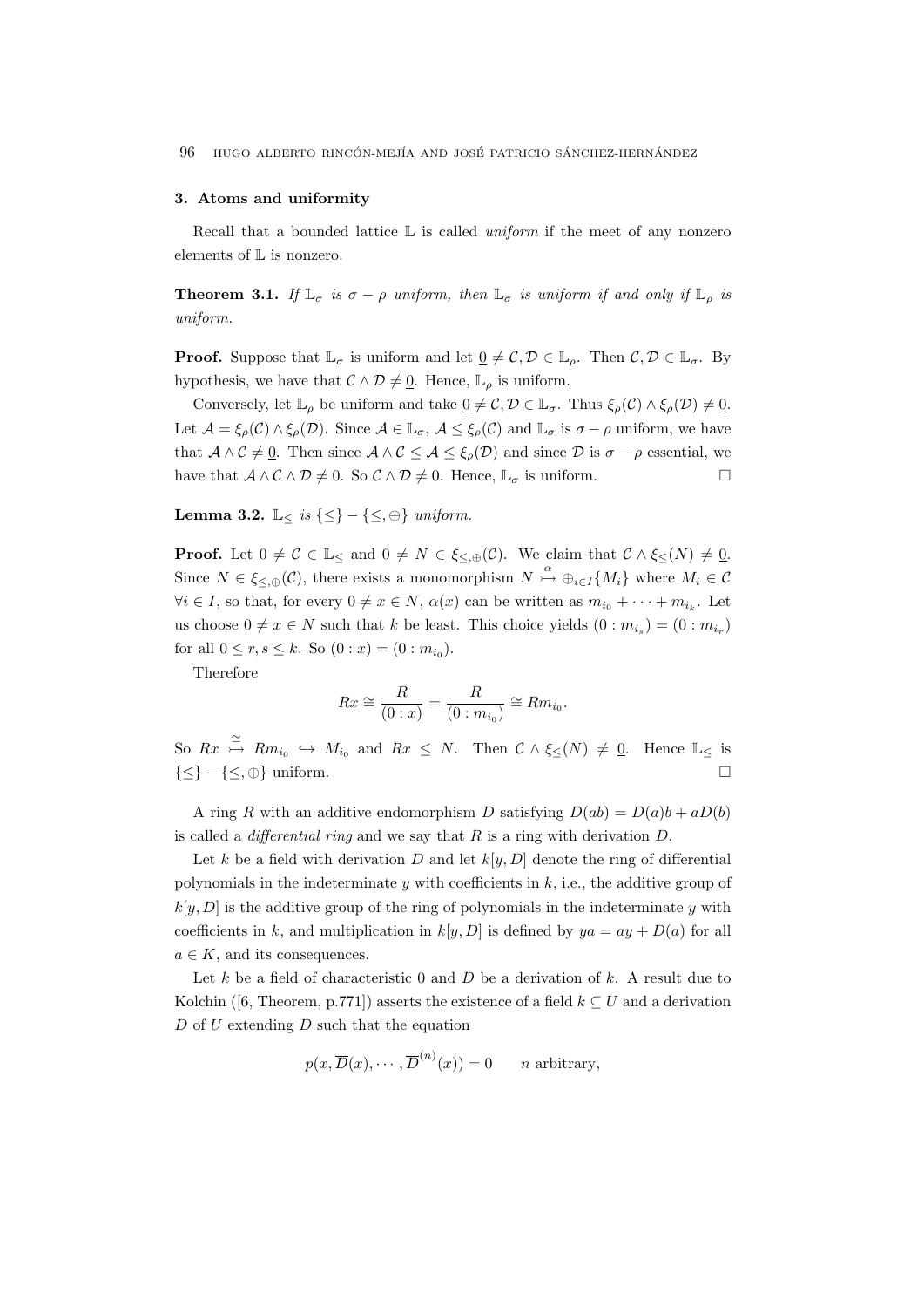### 3. Atoms and uniformity

Recall that a bounded lattice $\mathbb{L}$ is called *uniform* if the meet of any nonzero elements of $\mathbb{L}$ is nonzero.

**Theorem 3.1.** *If $\mathbb{L}_\sigma$ is $\sigma - \rho$ uniform, then $\mathbb{L}_\sigma$ is uniform if and only if $\mathbb{L}_\rho$ is uniform.*

**Proof.** Suppose that $\mathbb{L}_\sigma$ is uniform and let $\underline{0} \neq \mathcal{C}, \mathcal{D} \in \mathbb{L}_\rho$. Then $\mathcal{C}, \mathcal{D} \in \mathbb{L}_\sigma$. By hypothesis, we have that $\mathcal{C} \wedge \mathcal{D} \neq \underline{0}$. Hence, $\mathbb{L}_\rho$ is uniform.

Conversely, let $\mathbb{L}_\rho$ be uniform and take $\underline{0} \neq \mathcal{C}, \mathcal{D} \in \mathbb{L}_\sigma$. Thus $\xi_\rho(\mathcal{C}) \wedge \xi_\rho(\mathcal{D}) \neq \underline{0}$. Let $\mathcal{A} = \xi_\rho(\mathcal{C}) \wedge \xi_\rho(\mathcal{D})$. Since $\mathcal{A} \in \mathbb{L}_\sigma$, $\mathcal{A} \leq \xi_\rho(\mathcal{C})$ and $\mathbb{L}_\sigma$ is $\sigma - \rho$ uniform, we have that $\mathcal{A} \wedge \mathcal{C} \neq \underline{0}$. Then since $\mathcal{A} \wedge \mathcal{C} \leq \mathcal{A} \leq \xi_\rho(\mathcal{D})$ and since $\mathcal{D}$ is $\sigma - \rho$ essential, we have that $\mathcal{A} \wedge \mathcal{C} \wedge \mathcal{D} \neq 0$. So $\mathcal{C} \wedge \mathcal{D} \neq 0$. Hence, $\mathbb{L}_\sigma$ is uniform. $\square$

**Lemma 3.2.** *$\mathbb{L}_\leq$ is $\{\leq\} - \{\leq, \oplus\}$ uniform.*

**Proof.** Let $0 \neq \mathcal{C} \in \mathbb{L}_\leq$ and $0 \neq N \in \xi_{\leq,\oplus}(\mathcal{C})$. We claim that $\mathcal{C} \wedge \xi_\leq(N) \neq \underline{0}$. Since $N \in \xi_{\leq,\oplus}(\mathcal{C})$, there exists a monomorphism $N \overset{\alpha}{\rightarrowtail} \oplus_{i\in I}\{M_i\}$ where $M_i \in \mathcal{C}$ $\forall i \in I$, so that, for every $0 \neq x \in N$, $\alpha(x)$ can be written as $m_{i_0} + \cdots + m_{i_k}$. Let us choose $0 \neq x \in N$ such that $k$ be least. This choice yields $(0 : m_{i_s}) = (0 : m_{i_r})$ for all $0 \leq r, s \leq k$. So $(0 : x) = (0 : m_{i_0})$.

Therefore

$$Rx \cong \frac{R}{(0 : x)} = \frac{R}{(0 : m_{i_0})} \cong Rm_{i_0}.$$

So $Rx \overset{\cong}{\rightarrowtail} Rm_{i_0} \hookrightarrow M_{i_0}$ and $Rx \leq N$. Then $\mathcal{C} \wedge \xi_\leq(N) \neq \underline{0}$. Hence $\mathbb{L}_\leq$ is $\{\leq\} - \{\leq, \oplus\}$ uniform. $\square$

A ring $R$ with an additive endomorphism $D$ satisfying $D(ab) = D(a)b + aD(b)$ is called a *differential ring* and we say that $R$ is a ring with derivation $D$.

Let $k$ be a field with derivation $D$ and let $k[y, D]$ denote the ring of differential polynomials in the indeterminate $y$ with coefficients in $k$, i.e., the additive group of $k[y, D]$ is the additive group of the ring of polynomials in the indeterminate $y$ with coefficients in $k$, and multiplication in $k[y, D]$ is defined by $ya = ay + D(a)$ for all $a \in K$, and its consequences.

Let $k$ be a field of characteristic 0 and $D$ be a derivation of $k$. A result due to Kolchin ([6, Theorem, p.771]) asserts the existence of a field $k \subseteq U$ and a derivation $\overline{D}$ of $U$ extending $D$ such that the equation

$$p(x, \overline{D}(x), \cdots, \overline{D}^{(n)}(x)) = 0 \qquad n \text{ arbitrary},$$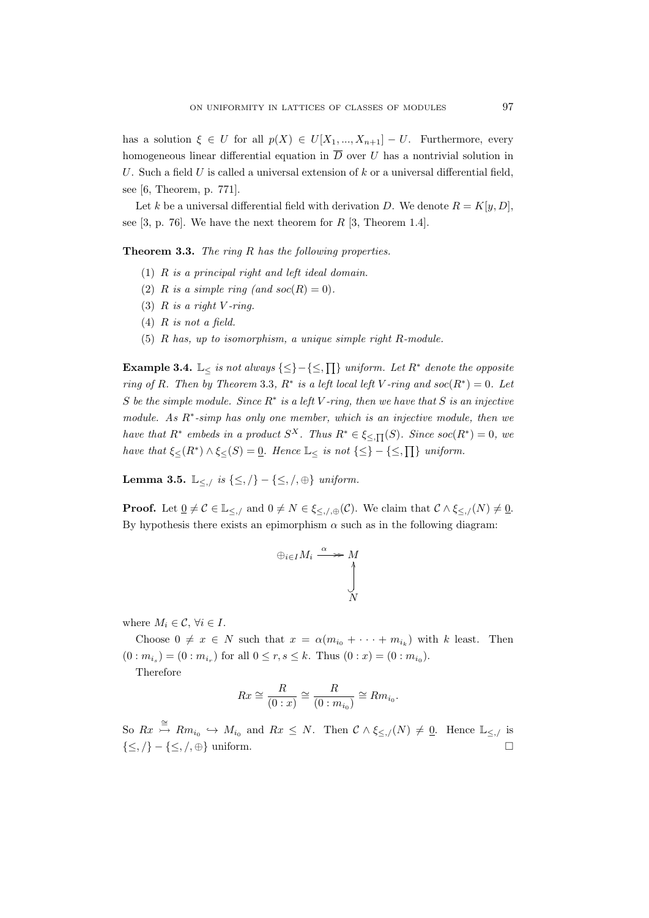has a solution $\xi \in U$ for all $p(X) \in U[X_1, ..., X_{n+1}] - U$. Furthermore, every homogeneous linear differential equation in $\overline{D}$ over $U$ has a nontrivial solution in $U$. Such a field $U$ is called a universal extension of $k$ or a universal differential field, see [6, Theorem, p. 771].

Let $k$ be a universal differential field with derivation $D$. We denote $R = K[y, D]$, see [3, p. 76]. We have the next theorem for $R$ [3, Theorem 1.4].

**Theorem 3.3.** *The ring $R$ has the following properties.*

1. *$R$ is a principal right and left ideal domain.*
2. *$R$ is a simple ring (and $soc(R) = 0$).*
3. *$R$ is a right $V$-ring.*
4. *$R$ is not a field.*
5. *$R$ has, up to isomorphism, a unique simple right $R$-module.*

**Example 3.4.** *$\mathbb{L}_{\leq}$ is not always $\{\leq\} - \{\leq, \prod\}$ uniform. Let $R^*$ denote the opposite ring of $R$. Then by Theorem 3.3, $R^*$ is a left local left $V$-ring and $soc(R^*) = 0$. Let $S$ be the simple module. Since $R^*$ is a left $V$-ring, then we have that $S$ is an injective module. As $R^*$-simp has only one member, which is an injective module, then we have that $R^*$ embeds in a product $S^X$. Thus $R^* \in \xi_{\leq, \prod}(S)$. Since $soc(R^*) = 0$, we have that $\xi_{\leq}(R^*) \wedge \xi_{\leq}(S) = \underline{0}$. Hence $\mathbb{L}_{\leq}$ is not $\{\leq\} - \{\leq, \prod\}$ uniform.*

**Lemma 3.5.** *$\mathbb{L}_{\leq,/}$ is $\{\leq, /\} - \{\leq, /, \oplus\}$ uniform.*

**Proof.** Let $\underline{0} \neq \mathcal{C} \in \mathbb{L}_{\leq,/}$ and $0 \neq N \in \xi_{\leq,/,\oplus}(\mathcal{C})$. We claim that $\mathcal{C} \wedge \xi_{\leq,/}(N) \neq \underline{0}$. By hypothesis there exists an epimorphism $\alpha$ such as in the following diagram:

$$\begin{array}{ccc} \oplus_{i \in I} M_i & \overset{\alpha}{\twoheadrightarrow} & M \\ & & \uparrow \\ & & N \end{array}$$

where $M_i \in \mathcal{C}$, $\forall i \in I$.

Choose $0 \neq x \in N$ such that $x = \alpha(m_{i_0} + \cdots + m_{i_k})$ with $k$ least. Then $(0 : m_{i_s}) = (0 : m_{i_r})$ for all $0 \leq r, s \leq k$. Thus $(0 : x) = (0 : m_{i_0})$.

Therefore

$$Rx \cong \frac{R}{(0 : x)} \cong \frac{R}{(0 : m_{i_0})} \cong Rm_{i_0}.$$

So $Rx \overset{\cong}{\rightarrowtail} Rm_{i_0} \hookrightarrow M_{i_0}$ and $Rx \leq N$. Then $\mathcal{C} \wedge \xi_{\leq,/}(N) \neq \underline{0}$. Hence $\mathbb{L}_{\leq,/}$ is $\{\leq, /\} - \{\leq, /, \oplus\}$ uniform. $\square$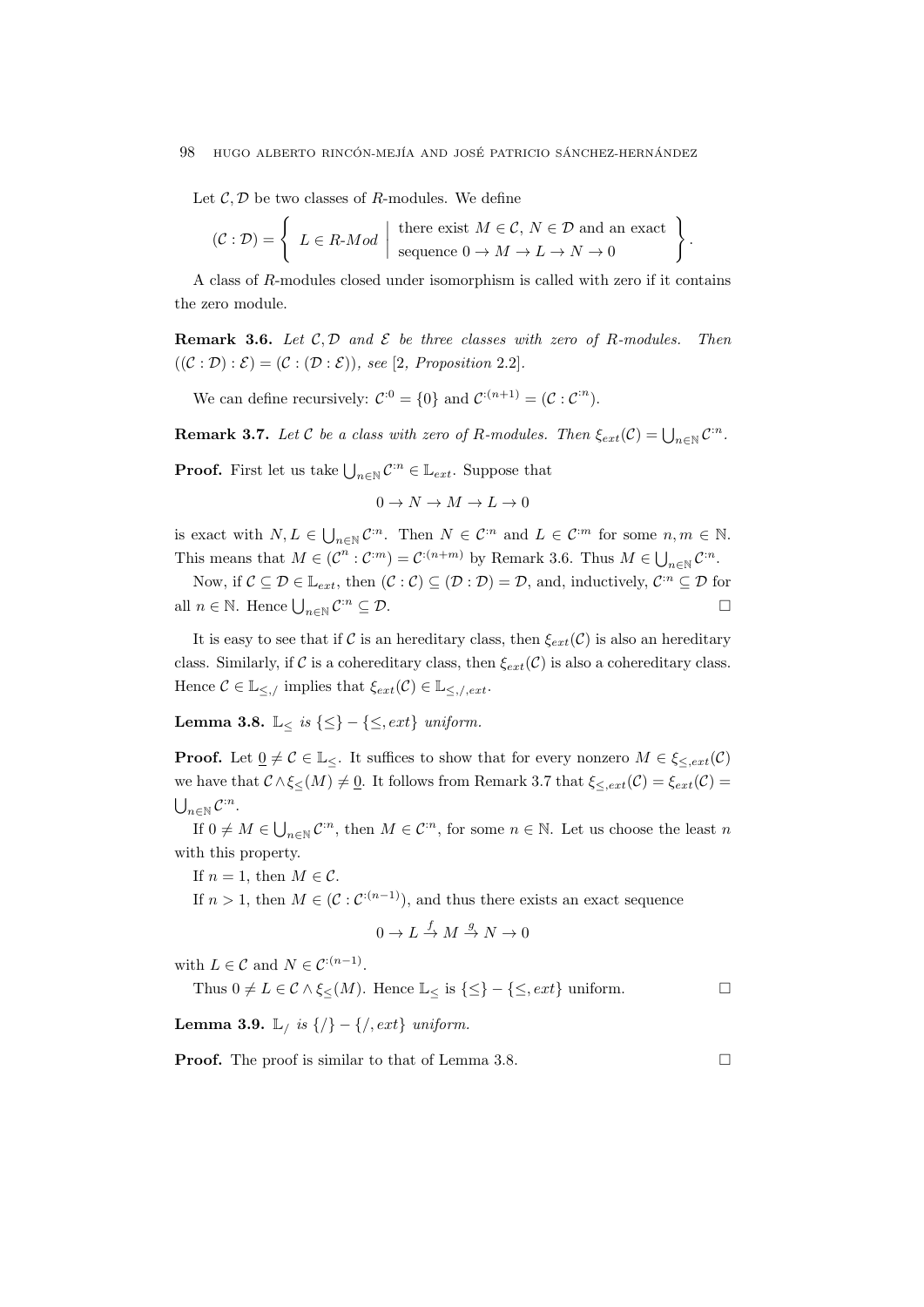Let $\mathcal{C}, \mathcal{D}$ be two classes of $R$-modules. We define

$$(\mathcal{C} : \mathcal{D}) = \left\{ L \in R\text{-}Mod \;\middle|\; \begin{array}{l} \text{there exist } M \in \mathcal{C},\ N \in \mathcal{D} \text{ and an exact} \\ \text{sequence } 0 \to M \to L \to N \to 0 \end{array} \right\}.$$

A class of $R$-modules closed under isomorphism is called with zero if it contains the zero module.

**Remark 3.6.** *Let $\mathcal{C}, \mathcal{D}$ and $\mathcal{E}$ be three classes with zero of $R$-modules. Then $((\mathcal{C} : \mathcal{D}) : \mathcal{E}) = (\mathcal{C} : (\mathcal{D} : \mathcal{E}))$, see* [2, *Proposition* 2.2].

We can define recursively: $\mathcal{C}^{:0} = \{0\}$ and $\mathcal{C}^{:(n+1)} = (\mathcal{C} : \mathcal{C}^{:n})$.

**Remark 3.7.** *Let $\mathcal{C}$ be a class with zero of $R$-modules. Then $\xi_{ext}(\mathcal{C}) = \bigcup_{n \in \mathbb{N}} \mathcal{C}^{:n}$.*

**Proof.** First let us take $\bigcup_{n \in \mathbb{N}} \mathcal{C}^{:n} \in \mathbb{L}_{ext}$. Suppose that

$$0 \to N \to M \to L \to 0$$

is exact with $N, L \in \bigcup_{n \in \mathbb{N}} \mathcal{C}^{:n}$. Then $N \in \mathcal{C}^{:n}$ and $L \in \mathcal{C}^{:m}$ for some $n, m \in \mathbb{N}$. This means that $M \in (\mathcal{C}^{n} : \mathcal{C}^{:m}) = \mathcal{C}^{:(n+m)}$ by Remark 3.6. Thus $M \in \bigcup_{n \in \mathbb{N}} \mathcal{C}^{:n}$.

Now, if $\mathcal{C} \subseteq \mathcal{D} \in \mathbb{L}_{ext}$, then $(\mathcal{C} : \mathcal{C}) \subseteq (\mathcal{D} : \mathcal{D}) = \mathcal{D}$, and, inductively, $\mathcal{C}^{:n} \subseteq \mathcal{D}$ for all $n \in \mathbb{N}$. Hence $\bigcup_{n \in \mathbb{N}} \mathcal{C}^{:n} \subseteq \mathcal{D}$. $\square$

It is easy to see that if $\mathcal{C}$ is an hereditary class, then $\xi_{ext}(\mathcal{C})$ is also an hereditary class. Similarly, if $\mathcal{C}$ is a cohereditary class, then $\xi_{ext}(\mathcal{C})$ is also a cohereditary class. Hence $\mathcal{C} \in \mathbb{L}_{\leq,/}$ implies that $\xi_{ext}(\mathcal{C}) \in \mathbb{L}_{\leq,/,ext}$.

**Lemma 3.8.** *$\mathbb{L}_{\leq}$ is $\{\leq\} - \{\leq, ext\}$ uniform.*

**Proof.** Let $\underline{0} \neq \mathcal{C} \in \mathbb{L}_{\leq}$. It suffices to show that for every nonzero $M \in \xi_{\leq,ext}(\mathcal{C})$ we have that $\mathcal{C} \wedge \xi_{\leq}(M) \neq \underline{0}$. It follows from Remark 3.7 that $\xi_{\leq,ext}(\mathcal{C}) = \xi_{ext}(\mathcal{C}) = \bigcup_{n \in \mathbb{N}} \mathcal{C}^{:n}$.

If $0 \neq M \in \bigcup_{n \in \mathbb{N}} \mathcal{C}^{:n}$, then $M \in \mathcal{C}^{:n}$, for some $n \in \mathbb{N}$. Let us choose the least $n$ with this property.

If $n = 1$, then $M \in \mathcal{C}$.

If $n > 1$, then $M \in (\mathcal{C} : \mathcal{C}^{:(n-1)})$, and thus there exists an exact sequence

$$0 \to L \xrightarrow{f} M \xrightarrow{g} N \to 0$$

with $L \in \mathcal{C}$ and $N \in \mathcal{C}^{:(n-1)}$.

Thus $0 \neq L \in \mathcal{C} \wedge \xi_{\leq}(M)$. Hence $\mathbb{L}_{\leq}$ is $\{\leq\} - \{\leq, ext\}$ uniform. $\square$

**Lemma 3.9.** *$\mathbb{L}_{/}$ is $\{/\} - \{/, ext\}$ uniform.*

**Proof.** The proof is similar to that of Lemma 3.8. $\square$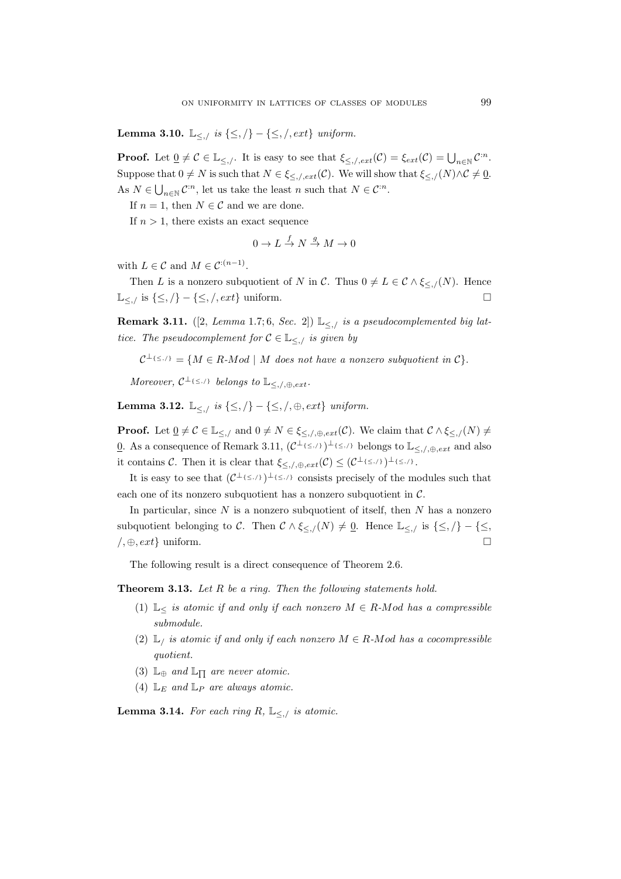**Lemma 3.10.** *$\mathbb{L}_{\leq,/}$ is $\{\leq,/\}-\{\leq,/,ext\}$ uniform.*

**Proof.** Let $\underline{0}\neq\mathcal{C}\in\mathbb{L}_{\leq,/}$. It is easy to see that $\xi_{\leq,/,ext}(\mathcal{C})=\xi_{ext}(\mathcal{C})=\bigcup_{n\in\mathbb{N}}\mathcal{C}^{:n}$. Suppose that $0\neq N$ is such that $N\in\xi_{\leq,/,ext}(\mathcal{C})$. We will show that $\xi_{\leq,/}(N)\wedge\mathcal{C}\neq\underline{0}$. As $N\in\bigcup_{n\in\mathbb{N}}\mathcal{C}^{:n}$, let us take the least $n$ such that $N\in\mathcal{C}^{:n}$.

If $n=1$, then $N\in\mathcal{C}$ and we are done.

If $n>1$, there exists an exact sequence

$$0\to L\xrightarrow{f}N\xrightarrow{g}M\to 0$$

with $L\in\mathcal{C}$ and $M\in\mathcal{C}^{:(n-1)}$.

Then $L$ is a nonzero subquotient of $N$ in $\mathcal{C}$. Thus $0\neq L\in\mathcal{C}\wedge\xi_{\leq,/}(N)$. Hence $\mathbb{L}_{\leq,/}$ is $\{\leq,/\}-\{\leq,/,ext\}$ uniform. $\square$

**Remark 3.11.** ([2, *Lemma* 1.7; 6, *Sec.* 2]) *$\mathbb{L}_{\leq,/}$ is a pseudocomplemented big lattice. The pseudocomplement for $\mathcal{C}\in\mathbb{L}_{\leq,/}$ is given by*

$$\mathcal{C}^{\perp_{\{\leq,/\}}}=\{M\in R\text{-}Mod\mid M \text{ does not have a nonzero subquotient in } \mathcal{C}\}.$$

*Moreover, $\mathcal{C}^{\perp_{\{\leq,/\}}}$ belongs to $\mathbb{L}_{\leq,/,\oplus,ext}$.*

**Lemma 3.12.** *$\mathbb{L}_{\leq,/}$ is $\{\leq,/\}-\{\leq,/,\oplus,ext\}$ uniform.*

**Proof.** Let $\underline{0}\neq\mathcal{C}\in\mathbb{L}_{\leq,/}$ and $0\neq N\in\xi_{\leq,/,\oplus,ext}(\mathcal{C})$. We claim that $\mathcal{C}\wedge\xi_{\leq,/}(N)\neq\underline{0}$. As a consequence of Remark 3.11, $(\mathcal{C}^{\perp_{\{\leq,/\}}})^{\perp_{\{\leq,/\}}}$ belongs to $\mathbb{L}_{\leq,/,\oplus,ext}$ and also it contains $\mathcal{C}$. Then it is clear that $\xi_{\leq,/,\oplus,ext}(\mathcal{C})\leq(\mathcal{C}^{\perp_{\{\leq,/\}}})^{\perp_{\{\leq,/\}}}$.

It is easy to see that $(\mathcal{C}^{\perp_{\{\leq,/\}}})^{\perp_{\{\leq,/\}}}$ consists precisely of the modules such that each one of its nonzero subquotient has a nonzero subquotient in $\mathcal{C}$.

In particular, since $N$ is a nonzero subquotient of itself, then $N$ has a nonzero subquotient belonging to $\mathcal{C}$. Then $\mathcal{C}\wedge\xi_{\leq,/}(N)\neq\underline{0}$. Hence $\mathbb{L}_{\leq,/}$ is $\{\leq,/\}-\{\leq,/,\oplus,ext\}$ uniform. $\square$

The following result is a direct consequence of Theorem 2.6.

**Theorem 3.13.** *Let $R$ be a ring. Then the following statements hold.*

1. *$\mathbb{L}_{\leq}$ is atomic if and only if each nonzero $M\in R$-$Mod$ has a compressible submodule.*
2. *$\mathbb{L}_{/}$ is atomic if and only if each nonzero $M\in R$-$Mod$ has a cocompressible quotient.*
3. *$\mathbb{L}_{\oplus}$ and $\mathbb{L}_{\prod}$ are never atomic.*
4. *$\mathbb{L}_{E}$ and $\mathbb{L}_{P}$ are always atomic.*

**Lemma 3.14.** *For each ring $R$, $\mathbb{L}_{\leq,/}$ is atomic.*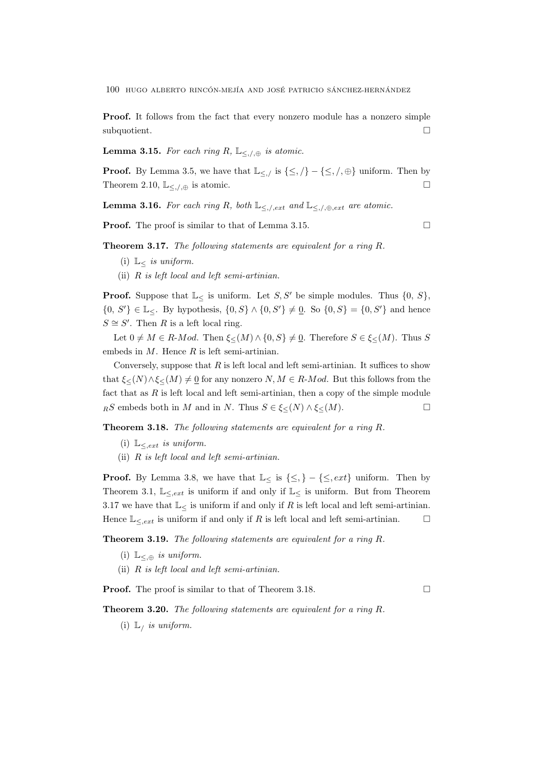**Proof.** It follows from the fact that every nonzero module has a nonzero simple subquotient. $\square$

**Lemma 3.15.** *For each ring $R$, $\mathbb{L}_{\leq,/,\oplus}$ is atomic.*

**Proof.** By Lemma 3.5, we have that $\mathbb{L}_{\leq,/}$ is $\{\leq,/\} - \{\leq,/,\oplus\}$ uniform. Then by Theorem 2.10, $\mathbb{L}_{\leq,/,\oplus}$ is atomic. $\square$

**Lemma 3.16.** *For each ring $R$, both $\mathbb{L}_{\leq,/,ext}$ and $\mathbb{L}_{\leq,/,\oplus,ext}$ are atomic.*

**Proof.** The proof is similar to that of Lemma 3.15. $\square$

**Theorem 3.17.** *The following statements are equivalent for a ring $R$.*

(i) *$\mathbb{L}_{\leq}$ is uniform.*

(ii) *$R$ is left local and left semi-artinian.*

**Proof.** Suppose that $\mathbb{L}_{\leq}$ is uniform. Let $S, S'$ be simple modules. Thus $\{0, S\}$, $\{0, S'\} \in \mathbb{L}_{\leq}$. By hypothesis, $\{0, S\} \wedge \{0, S'\} \neq \underline{0}$. So $\{0, S\} = \{0, S'\}$ and hence $S \cong S'$. Then $R$ is a left local ring.

Let $0 \neq M \in R\text{-}Mod$. Then $\xi_{\leq}(M) \wedge \{0, S\} \neq \underline{0}$. Therefore $S \in \xi_{\leq}(M)$. Thus $S$ embeds in $M$. Hence $R$ is left semi-artinian.

Conversely, suppose that $R$ is left local and left semi-artinian. It suffices to show that $\xi_{\leq}(N) \wedge \xi_{\leq}(M) \neq \underline{0}$ for any nonzero $N, M \in R\text{-}Mod$. But this follows from the fact that as $R$ is left local and left semi-artinian, then a copy of the simple module ${}_RS$ embeds both in $M$ and in $N$. Thus $S \in \xi_{\leq}(N) \wedge \xi_{\leq}(M)$. $\square$

**Theorem 3.18.** *The following statements are equivalent for a ring $R$.*

(i) *$\mathbb{L}_{\leq,ext}$ is uniform.*

(ii) *$R$ is left local and left semi-artinian.*

**Proof.** By Lemma 3.8, we have that $\mathbb{L}_{\leq}$ is $\{\leq,\} - \{\leq, ext\}$ uniform. Then by Theorem 3.1, $\mathbb{L}_{\leq,ext}$ is uniform if and only if $\mathbb{L}_{\leq}$ is uniform. But from Theorem 3.17 we have that $\mathbb{L}_{\leq}$ is uniform if and only if $R$ is left local and left semi-artinian. Hence $\mathbb{L}_{\leq,ext}$ is uniform if and only if $R$ is left local and left semi-artinian. $\square$

**Theorem 3.19.** *The following statements are equivalent for a ring $R$.*

(i) *$\mathbb{L}_{\leq,\oplus}$ is uniform.*

(ii) *$R$ is left local and left semi-artinian.*

**Proof.** The proof is similar to that of Theorem 3.18. $\square$

**Theorem 3.20.** *The following statements are equivalent for a ring $R$.*

(i) *$\mathbb{L}_{/}$ is uniform.*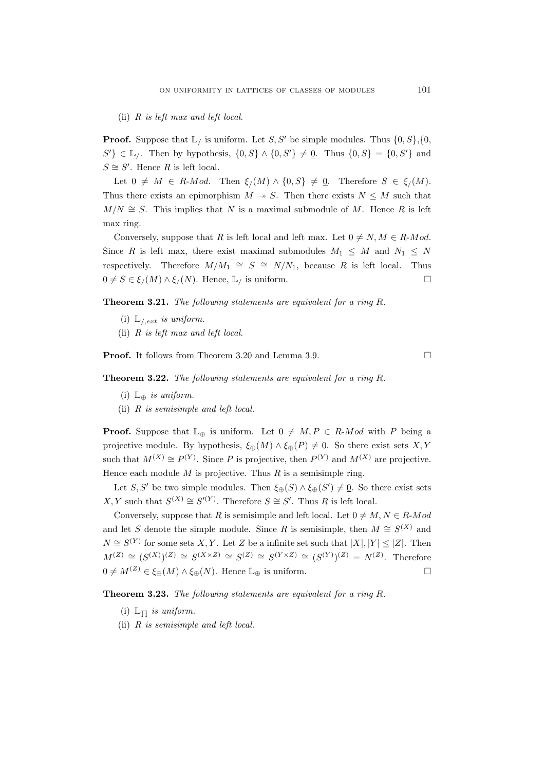(ii) *R is left max and left local.*

**Proof.** Suppose that $\mathbb{L}_{/}$ is uniform. Let $S, S'$ be simple modules. Thus $\{0, S\}$,$\{0, S'\} \in \mathbb{L}_{/}$. Then by hypothesis, $\{0, S\} \wedge \{0, S'\} \neq \underline{0}$. Thus $\{0, S\} = \{0, S'\}$ and $S \cong S'$. Hence $R$ is left local.

Let $0 \neq M \in R\text{-}Mod$. Then $\xi_{/}(M) \wedge \{0, S\} \neq \underline{0}$. Therefore $S \in \xi_{/}(M)$. Thus there exists an epimorphism $M \twoheadrightarrow S$. Then there exists $N \leq M$ such that $M/N \cong S$. This implies that $N$ is a maximal submodule of $M$. Hence $R$ is left max ring.

Conversely, suppose that $R$ is left local and left max. Let $0 \neq N, M \in R\text{-}Mod$. Since $R$ is left max, there exist maximal submodules $M_1 \leq M$ and $N_1 \leq N$ respectively. Therefore $M/M_1 \cong S \cong N/N_1$, because $R$ is left local. Thus $0 \neq S \in \xi_{/}(M) \wedge \xi_{/}(N)$. Hence, $\mathbb{L}_{/}$ is uniform. □

**Theorem 3.21.** *The following statements are equivalent for a ring R.*

(i) *$\mathbb{L}_{/,ext}$ is uniform.*

(ii) *R is left max and left local.*

**Proof.** It follows from Theorem 3.20 and Lemma 3.9. □

**Theorem 3.22.** *The following statements are equivalent for a ring R.*

(i) *$\mathbb{L}_{\oplus}$ is uniform.*

(ii) *R is semisimple and left local.*

**Proof.** Suppose that $\mathbb{L}_{\oplus}$ is uniform. Let $0 \neq M, P \in R\text{-}Mod$ with $P$ being a projective module. By hypothesis, $\xi_{\oplus}(M) \wedge \xi_{\oplus}(P) \neq \underline{0}$. So there exist sets $X, Y$ such that $M^{(X)} \cong P^{(Y)}$. Since $P$ is projective, then $P^{(Y)}$ and $M^{(X)}$ are projective. Hence each module $M$ is projective. Thus $R$ is a semisimple ring.

Let $S, S'$ be two simple modules. Then $\xi_{\oplus}(S) \wedge \xi_{\oplus}(S') \neq \underline{0}$. So there exist sets $X, Y$ such that $S^{(X)} \cong S'^{(Y)}$. Therefore $S \cong S'$. Thus $R$ is left local.

Conversely, suppose that $R$ is semisimple and left local. Let $0 \neq M, N \in R\text{-}Mod$ and let $S$ denote the simple module. Since $R$ is semisimple, then $M \cong S^{(X)}$ and $N \cong S^{(Y)}$ for some sets $X, Y$. Let $Z$ be a infinite set such that $|X|, |Y| \leq |Z|$. Then $M^{(Z)} \cong (S^{(X)})^{(Z)} \cong S^{(X \times Z)} \cong S^{(Z)} \cong S^{(Y \times Z)} \cong (S^{(Y)})^{(Z)} = N^{(Z)}$. Therefore $0 \neq M^{(Z)} \in \xi_{\oplus}(M) \wedge \xi_{\oplus}(N)$. Hence $\mathbb{L}_{\oplus}$ is uniform. □

**Theorem 3.23.** *The following statements are equivalent for a ring R.*

(i) *$\mathbb{L}_{\prod}$ is uniform.*

(ii) *R is semisimple and left local.*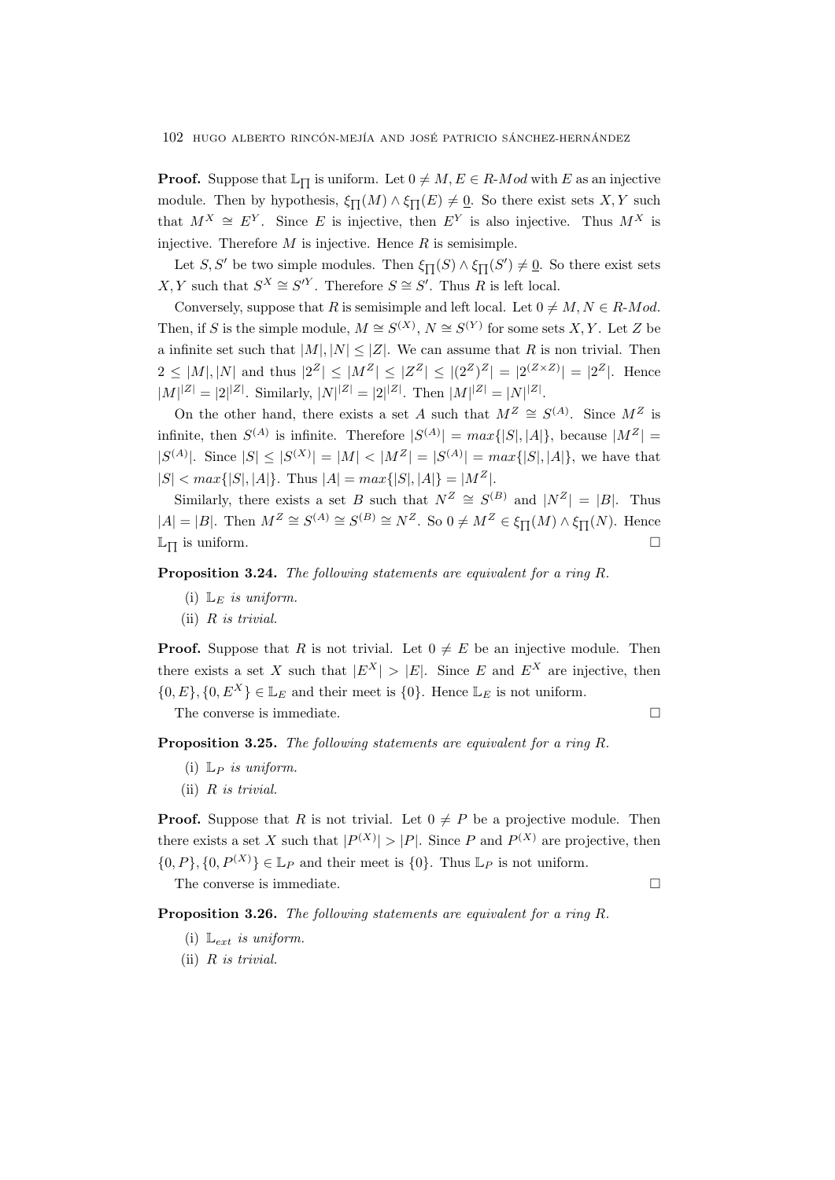**Proof.** Suppose that $\mathbb{L}_{\prod}$ is uniform. Let $0 \neq M, E \in R\text{-}Mod$ with $E$ as an injective module. Then by hypothesis, $\xi_{\prod}(M) \wedge \xi_{\prod}(E) \neq \underline{0}$. So there exist sets $X, Y$ such that $M^X \cong E^Y$. Since $E$ is injective, then $E^Y$ is also injective. Thus $M^X$ is injective. Therefore $M$ is injective. Hence $R$ is semisimple.

Let $S, S'$ be two simple modules. Then $\xi_{\prod}(S) \wedge \xi_{\prod}(S') \neq \underline{0}$. So there exist sets $X, Y$ such that $S^X \cong S'^Y$. Therefore $S \cong S'$. Thus $R$ is left local.

Conversely, suppose that $R$ is semisimple and left local. Let $0 \neq M, N \in R\text{-}Mod$. Then, if $S$ is the simple module, $M \cong S^{(X)}$, $N \cong S^{(Y)}$ for some sets $X, Y$. Let $Z$ be a infinite set such that $|M|, |N| \leq |Z|$. We can assume that $R$ is non trivial. Then $2 \leq |M|, |N|$ and thus $|2^Z| \leq |M^Z| \leq |Z^Z| \leq |(2^Z)^Z| = |2^{(Z \times Z)}| = |2^Z|$. Hence $|M|^{|Z|} = |2|^{|Z|}$. Similarly, $|N|^{|Z|} = |2|^{|Z|}$. Then $|M|^{|Z|} = |N|^{|Z|}$.

On the other hand, there exists a set $A$ such that $M^Z \cong S^{(A)}$. Since $M^Z$ is infinite, then $S^{(A)}$ is infinite. Therefore $|S^{(A)}| = max\{|S|, |A|\}$, because $|M^Z| = |S^{(A)}|$. Since $|S| \leq |S^{(X)}| = |M| < |M^Z| = |S^{(A)}| = max\{|S|, |A|\}$, we have that $|S| < max\{|S|, |A|\}$. Thus $|A| = max\{|S|, |A|\} = |M^Z|$.

Similarly, there exists a set $B$ such that $N^Z \cong S^{(B)}$ and $|N^Z| = |B|$. Thus $|A| = |B|$. Then $M^Z \cong S^{(A)} \cong S^{(B)} \cong N^Z$. So $0 \neq M^Z \in \xi_{\prod}(M) \wedge \xi_{\prod}(N)$. Hence $\mathbb{L}_{\prod}$ is uniform. □

**Proposition 3.24.** *The following statements are equivalent for a ring $R$.*

(i) *$\mathbb{L}_E$ is uniform.*

(ii) *$R$ is trivial.*

**Proof.** Suppose that $R$ is not trivial. Let $0 \neq E$ be an injective module. Then there exists a set $X$ such that $|E^X| > |E|$. Since $E$ and $E^X$ are injective, then $\{0, E\}, \{0, E^X\} \in \mathbb{L}_E$ and their meet is $\{0\}$. Hence $\mathbb{L}_E$ is not uniform.

The converse is immediate. □

**Proposition 3.25.** *The following statements are equivalent for a ring $R$.*

(i) *$\mathbb{L}_P$ is uniform.*

(ii) *$R$ is trivial.*

**Proof.** Suppose that $R$ is not trivial. Let $0 \neq P$ be a projective module. Then there exists a set $X$ such that $|P^{(X)}| > |P|$. Since $P$ and $P^{(X)}$ are projective, then $\{0, P\}, \{0, P^{(X)}\} \in \mathbb{L}_P$ and their meet is $\{0\}$. Thus $\mathbb{L}_P$ is not uniform.

The converse is immediate. □

**Proposition 3.26.** *The following statements are equivalent for a ring $R$.*

(i) *$\mathbb{L}_{ext}$ is uniform.*

(ii) *$R$ is trivial.*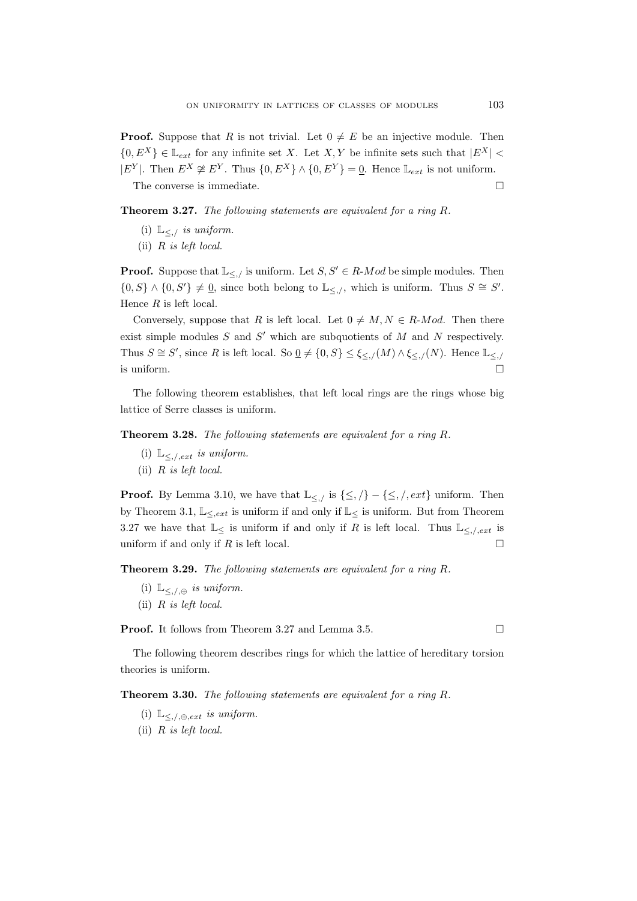**Proof.** Suppose that $R$ is not trivial. Let $0 \neq E$ be an injective module. Then $\{0, E^X\} \in \mathbb{L}_{ext}$ for any infinite set $X$. Let $X, Y$ be infinite sets such that $|E^X| < |E^Y|$. Then $E^X \ncong E^Y$. Thus $\{0, E^X\} \wedge \{0, E^Y\} = \underline{0}$. Hence $\mathbb{L}_{ext}$ is not uniform.

The converse is immediate. □

**Theorem 3.27.** *The following statements are equivalent for a ring $R$.*

(i) *$\mathbb{L}_{\leq,/}$ is uniform.*

(ii) *$R$ is left local.*

**Proof.** Suppose that $\mathbb{L}_{\leq,/}$ is uniform. Let $S, S' \in R$-$Mod$ be simple modules. Then $\{0, S\} \wedge \{0, S'\} \neq \underline{0}$, since both belong to $\mathbb{L}_{\leq,/}$, which is uniform. Thus $S \cong S'$. Hence $R$ is left local.

Conversely, suppose that $R$ is left local. Let $0 \neq M, N \in R$-$Mod$. Then there exist simple modules $S$ and $S'$ which are subquotients of $M$ and $N$ respectively. Thus $S \cong S'$, since $R$ is left local. So $\underline{0} \neq \{0, S\} \leq \xi_{\leq,/}(M) \wedge \xi_{\leq,/}(N)$. Hence $\mathbb{L}_{\leq,/}$ is uniform. □

The following theorem establishes, that left local rings are the rings whose big lattice of Serre classes is uniform.

**Theorem 3.28.** *The following statements are equivalent for a ring $R$.*

(i) *$\mathbb{L}_{\leq,/,ext}$ is uniform.*

(ii) *$R$ is left local.*

**Proof.** By Lemma 3.10, we have that $\mathbb{L}_{\leq,/}$ is $\{\leq, /\} - \{\leq, /, ext\}$ uniform. Then by Theorem 3.1, $\mathbb{L}_{\leq,ext}$ is uniform if and only if $\mathbb{L}_{\leq}$ is uniform. But from Theorem 3.27 we have that $\mathbb{L}_{\leq}$ is uniform if and only if $R$ is left local. Thus $\mathbb{L}_{\leq,/,ext}$ is uniform if and only if $R$ is left local. □

**Theorem 3.29.** *The following statements are equivalent for a ring $R$.*

(i) *$\mathbb{L}_{\leq,/,\oplus}$ is uniform.*

(ii) *$R$ is left local.*

**Proof.** It follows from Theorem 3.27 and Lemma 3.5. □

The following theorem describes rings for which the lattice of hereditary torsion theories is uniform.

**Theorem 3.30.** *The following statements are equivalent for a ring $R$.*

(i) *$\mathbb{L}_{\leq,/,\oplus,ext}$ is uniform.*

(ii) *$R$ is left local.*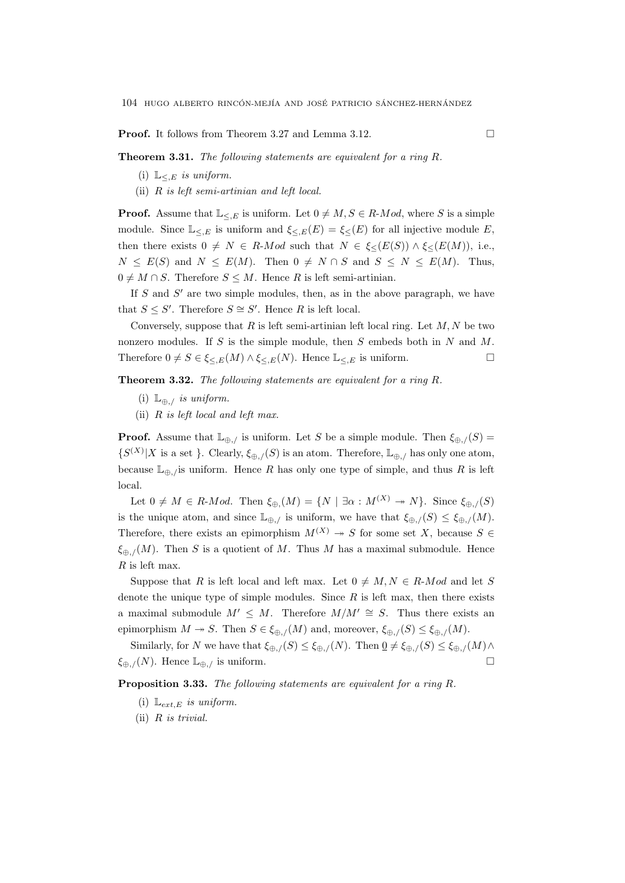**Proof.** It follows from Theorem 3.27 and Lemma 3.12. $\square$

**Theorem 3.31.** *The following statements are equivalent for a ring $R$.*

(i) $\mathbb{L}_{\leq,E}$ *is uniform.*

(ii) *$R$ is left semi-artinian and left local.*

**Proof.** Assume that $\mathbb{L}_{\leq,E}$ is uniform. Let $0 \neq M, S \in R\text{-}Mod$, where $S$ is a simple module. Since $\mathbb{L}_{\leq,E}$ is uniform and $\xi_{\leq,E}(E) = \xi_{\leq}(E)$ for all injective module $E$, then there exists $0 \neq N \in R\text{-}Mod$ such that $N \in \xi_{\leq}(E(S)) \wedge \xi_{\leq}(E(M))$, i.e., $N \leq E(S)$ and $N \leq E(M)$. Then $0 \neq N \cap S$ and $S \leq N \leq E(M)$. Thus, $0 \neq M \cap S$. Therefore $S \leq M$. Hence $R$ is left semi-artinian.

If $S$ and $S'$ are two simple modules, then, as in the above paragraph, we have that $S \leq S'$. Therefore $S \cong S'$. Hence $R$ is left local.

Conversely, suppose that $R$ is left semi-artinian left local ring. Let $M, N$ be two nonzero modules. If $S$ is the simple module, then $S$ embeds both in $N$ and $M$. Therefore $0 \neq S \in \xi_{\leq,E}(M) \wedge \xi_{\leq,E}(N)$. Hence $\mathbb{L}_{\leq,E}$ is uniform. $\square$

**Theorem 3.32.** *The following statements are equivalent for a ring $R$.*

(i) $\mathbb{L}_{\oplus,/}$ *is uniform.*

(ii) *$R$ is left local and left max.*

**Proof.** Assume that $\mathbb{L}_{\oplus,/}$ is uniform. Let $S$ be a simple module. Then $\xi_{\oplus,/}(S) = \{S^{(X)} | X \text{ is a set }\}$. Clearly, $\xi_{\oplus,/}(S)$ is an atom. Therefore, $\mathbb{L}_{\oplus,/}$ has only one atom, because $\mathbb{L}_{\oplus,/}$is uniform. Hence $R$ has only one type of simple, and thus $R$ is left local.

Let $0 \neq M \in R\text{-}Mod$. Then $\xi_{\oplus,}(M) = \{N \mid \exists \alpha : M^{(X)} \twoheadrightarrow N\}$. Since $\xi_{\oplus,/}(S)$ is the unique atom, and since $\mathbb{L}_{\oplus,/}$ is uniform, we have that $\xi_{\oplus,/}(S) \leq \xi_{\oplus,/}(M)$. Therefore, there exists an epimorphism $M^{(X)} \twoheadrightarrow S$ for some set $X$, because $S \in \xi_{\oplus,/}(M)$. Then $S$ is a quotient of $M$. Thus $M$ has a maximal submodule. Hence $R$ is left max.

Suppose that $R$ is left local and left max. Let $0 \neq M, N \in R\text{-}Mod$ and let $S$ denote the unique type of simple modules. Since $R$ is left max, then there exists a maximal submodule $M' \leq M$. Therefore $M/M' \cong S$. Thus there exists an epimorphism $M \twoheadrightarrow S$. Then $S \in \xi_{\oplus,/}(M)$ and, moreover, $\xi_{\oplus,/}(S) \leq \xi_{\oplus,/}(M)$.

Similarly, for $N$ we have that $\xi_{\oplus,/}(S) \leq \xi_{\oplus,/}(N)$. Then $\underline{0} \neq \xi_{\oplus,/}(S) \leq \xi_{\oplus,/}(M) \wedge \xi_{\oplus,/}(N)$. Hence $\mathbb{L}_{\oplus,/}$ is uniform. $\square$

**Proposition 3.33.** *The following statements are equivalent for a ring $R$.*

(i) $\mathbb{L}_{ext,E}$ *is uniform.*

(ii) *$R$ is trivial.*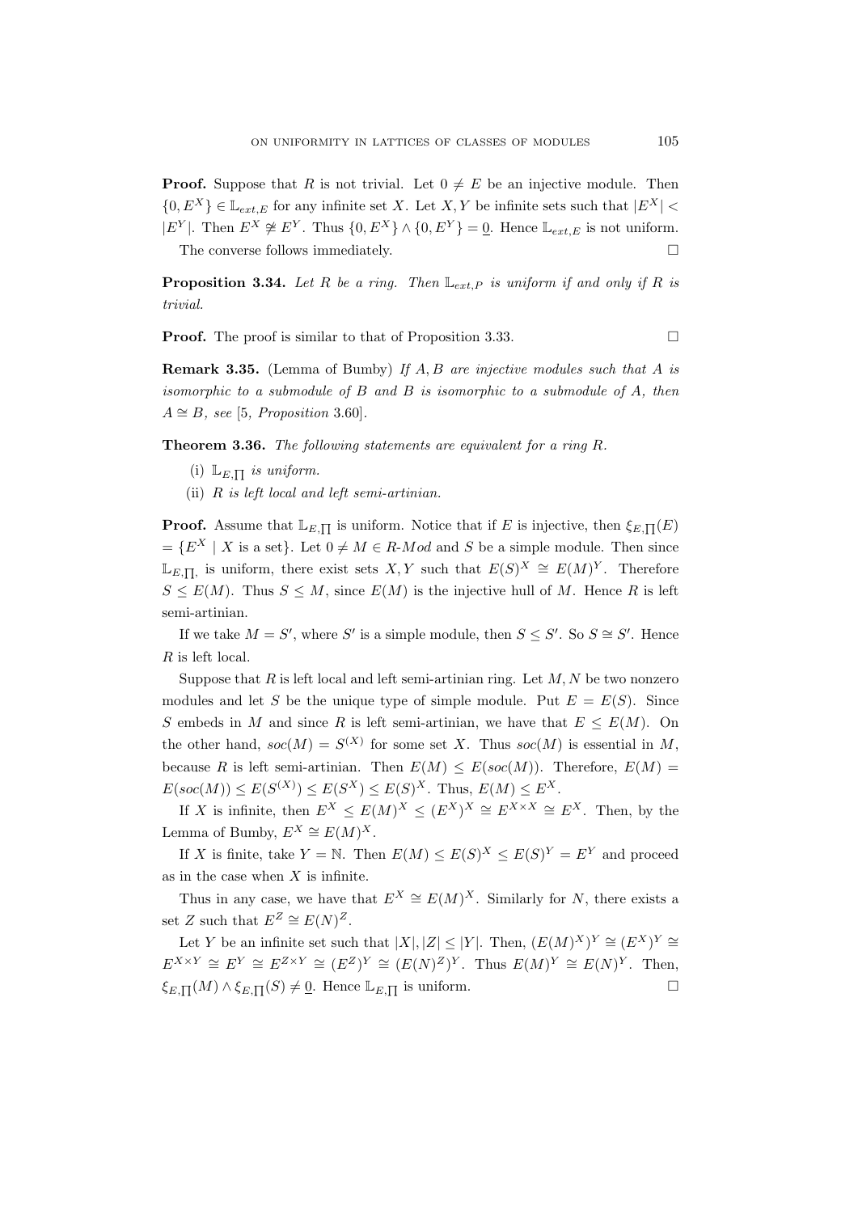**Proof.** Suppose that $R$ is not trivial. Let $0 \neq E$ be an injective module. Then $\{0, E^X\} \in \mathbb{L}_{ext,E}$ for any infinite set $X$. Let $X, Y$ be infinite sets such that $|E^X| < |E^Y|$. Then $E^X \not\cong E^Y$. Thus $\{0, E^X\} \wedge \{0, E^Y\} = \underline{0}$. Hence $\mathbb{L}_{ext,E}$ is not uniform.

The converse follows immediately. $\square$

**Proposition 3.34.** *Let $R$ be a ring. Then $\mathbb{L}_{ext,P}$ is uniform if and only if $R$ is trivial.*

**Proof.** The proof is similar to that of Proposition 3.33. $\square$

**Remark 3.35.** (Lemma of Bumby) *If $A, B$ are injective modules such that $A$ is isomorphic to a submodule of $B$ and $B$ is isomorphic to a submodule of $A$, then $A \cong B$, see* [5*, Proposition* 3.60].

**Theorem 3.36.** *The following statements are equivalent for a ring $R$.*

(i) $\mathbb{L}_{E,\prod}$ *is uniform.*

(ii) *$R$ is left local and left semi-artinian.*

**Proof.** Assume that $\mathbb{L}_{E,\prod}$ is uniform. Notice that if $E$ is injective, then $\xi_{E,\prod}(E) = \{E^X \mid X \text{ is a set}\}$. Let $0 \neq M \in R\text{-}Mod$ and $S$ be a simple module. Then since $\mathbb{L}_{E,\prod}$ is uniform, there exist sets $X, Y$ such that $E(S)^X \cong E(M)^Y$. Therefore $S \leq E(M)$. Thus $S \leq M$, since $E(M)$ is the injective hull of $M$. Hence $R$ is left semi-artinian.

If we take $M = S'$, where $S'$ is a simple module, then $S \leq S'$. So $S \cong S'$. Hence $R$ is left local.

Suppose that $R$ is left local and left semi-artinian ring. Let $M, N$ be two nonzero modules and let $S$ be the unique type of simple module. Put $E = E(S)$. Since $S$ embeds in $M$ and since $R$ is left semi-artinian, we have that $E \leq E(M)$. On the other hand, $soc(M) = S^{(X)}$ for some set $X$. Thus $soc(M)$ is essential in $M$, because $R$ is left semi-artinian. Then $E(M) \leq E(soc(M))$. Therefore, $E(M) = E(soc(M)) \leq E(S^{(X)}) \leq E(S^X) \leq E(S)^X$. Thus, $E(M) \leq E^X$.

If $X$ is infinite, then $E^X \leq E(M)^X \leq (E^X)^X \cong E^{X \times X} \cong E^X$. Then, by the Lemma of Bumby, $E^X \cong E(M)^X$.

If $X$ is finite, take $Y = \mathbb{N}$. Then $E(M) \leq E(S)^X \leq E(S)^Y = E^Y$ and proceed as in the case when $X$ is infinite.

Thus in any case, we have that $E^X \cong E(M)^X$. Similarly for $N$, there exists a set $Z$ such that $E^Z \cong E(N)^Z$.

Let $Y$ be an infinite set such that $|X|, |Z| \leq |Y|$. Then, $(E(M)^X)^Y \cong (E^X)^Y \cong E^{X \times Y} \cong E^Y \cong E^{Z \times Y} \cong (E^Z)^Y \cong (E(N)^Z)^Y$. Thus $E(M)^Y \cong E(N)^Y$. Then, $\xi_{E,\prod}(M) \wedge \xi_{E,\prod}(S) \neq \underline{0}$. Hence $\mathbb{L}_{E,\prod}$ is uniform. $\square$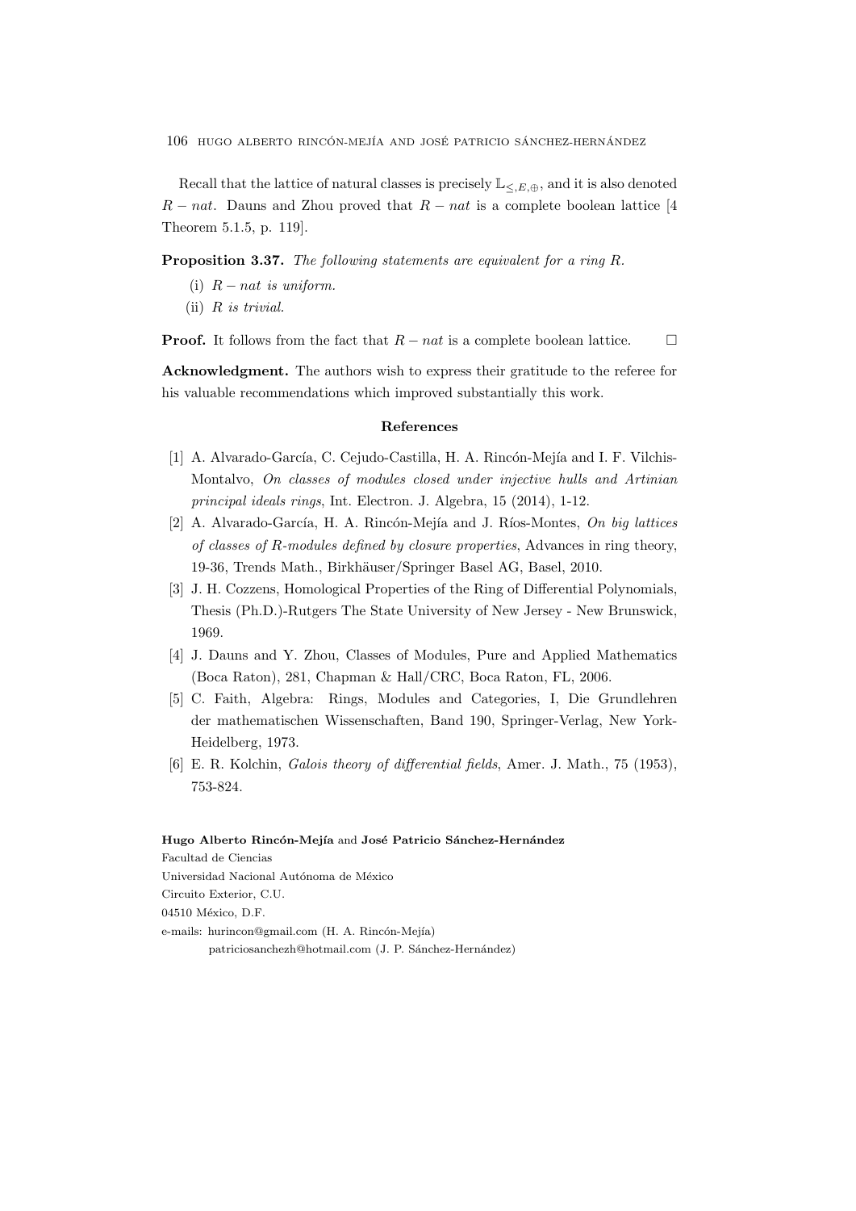Recall that the lattice of natural classes is precisely $\mathbb{L}_{\leq,E,\oplus}$, and it is also denoted $R-nat$. Dauns and Zhou proved that $R-nat$ is a complete boolean lattice [4 Theorem 5.1.5, p. 119].

**Proposition 3.37.** *The following statements are equivalent for a ring $R$.*

(i) *$R-nat$ is uniform.*

(ii) *$R$ is trivial.*

**Proof.** It follows from the fact that $R-nat$ is a complete boolean lattice. $\square$

**Acknowledgment.** The authors wish to express their gratitude to the referee for his valuable recommendations which improved substantially this work.

## References

[1] A. Alvarado-García, C. Cejudo-Castilla, H. A. Rincón-Mejía and I. F. Vilchis-Montalvo, *On classes of modules closed under injective hulls and Artinian principal ideals rings*, Int. Electron. J. Algebra, 15 (2014), 1-12.

[2] A. Alvarado-García, H. A. Rincón-Mejía and J. Ríos-Montes, *On big lattices of classes of R-modules defined by closure properties*, Advances in ring theory, 19-36, Trends Math., Birkhäuser/Springer Basel AG, Basel, 2010.

[3] J. H. Cozzens, Homological Properties of the Ring of Differential Polynomials, Thesis (Ph.D.)-Rutgers The State University of New Jersey - New Brunswick, 1969.

[4] J. Dauns and Y. Zhou, Classes of Modules, Pure and Applied Mathematics (Boca Raton), 281, Chapman & Hall/CRC, Boca Raton, FL, 2006.

[5] C. Faith, Algebra: Rings, Modules and Categories, I, Die Grundlehren der mathematischen Wissenschaften, Band 190, Springer-Verlag, New York-Heidelberg, 1973.

[6] E. R. Kolchin, *Galois theory of differential fields*, Amer. J. Math., 75 (1953), 753-824.

**Hugo Alberto Rincón-Mejía** and **José Patricio Sánchez-Hernández**
Facultad de Ciencias
Universidad Nacional Autónoma de México
Circuito Exterior, C.U.
04510 México, D.F.
e-mails: hurincon@gmail.com (H. A. Rincón-Mejía)
patriciosanchezh@hotmail.com (J. P. Sánchez-Hernández)